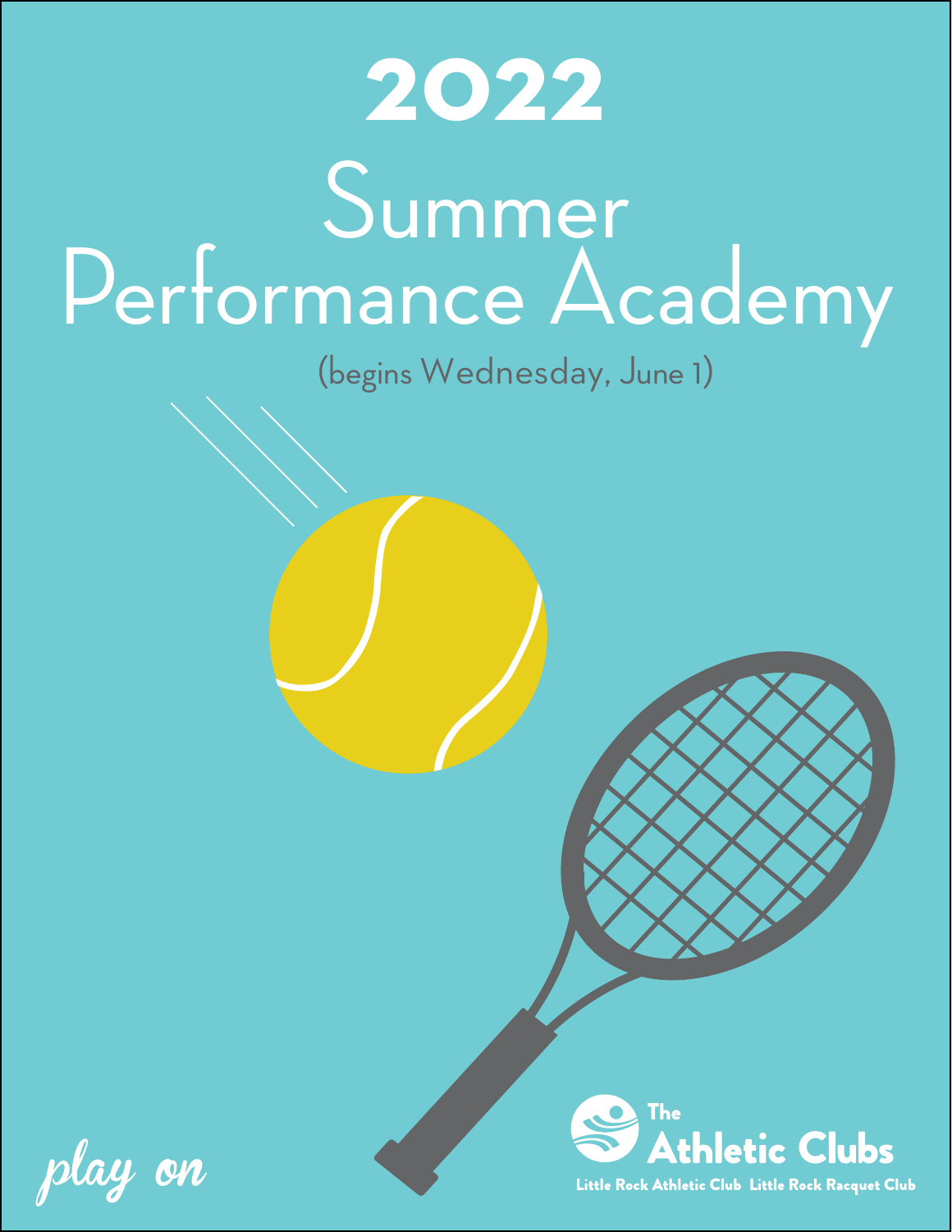# 2022

# Summer Performance Academy

(begins Wednesday, June 1)

*play on*

The Athletic Clubs

Little Rock Athletic Club Little Rock Racquet Club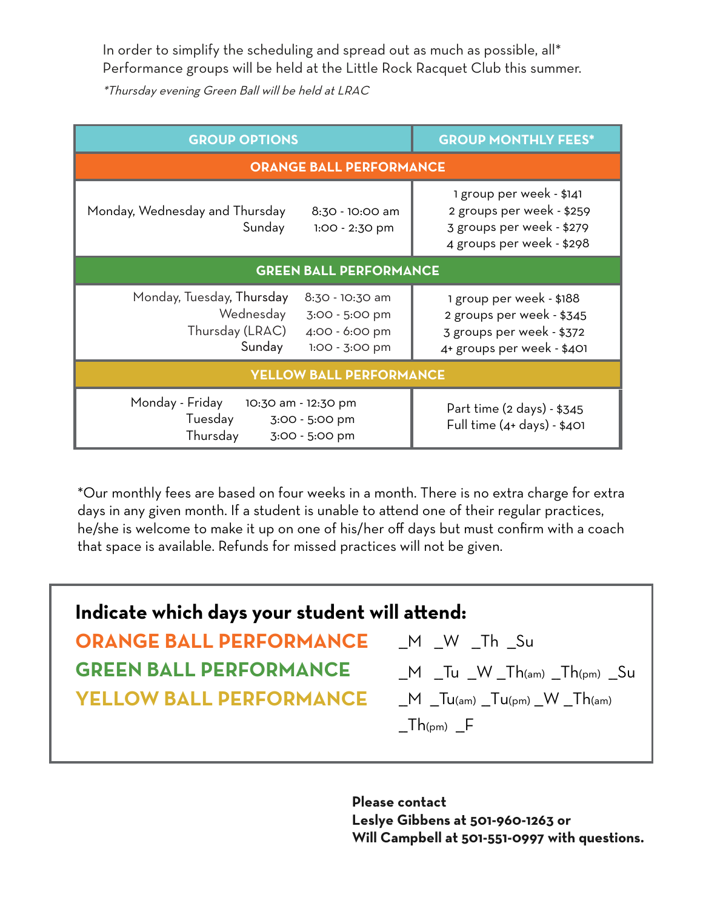In order to simplify the scheduling and spread out as much as possible, all* Performance groups will be held at the Little Rock Racquet Club this summer.

*\*Thursday evening Green Ball will be held at LRAC*

| GROUP OPTIONS | | GROUP MONTHLY FEES* |
|---|---|---|
| **ORANGE BALL PERFORMANCE** | | |
| Monday, Wednesday and Thursday<br>Sunday | 8:30 - 10:00 am<br>1:00 - 2:30 pm | 1 group per week - $141<br>2 groups per week - $259<br>3 groups per week - $279<br>4 groups per week - $298 |
| **GREEN BALL PERFORMANCE** | | |
| Monday, Tuesday, Thursday<br>Wednesday<br>Thursday (LRAC)<br>Sunday | 8:30 - 10:30 am<br>3:00 - 5:00 pm<br>4:00 - 6:00 pm<br>1:00 - 3:00 pm | 1 group per week - $188<br>2 groups per week - $345<br>3 groups per week - $372<br>4+ groups per week - $401 |
| **YELLOW BALL PERFORMANCE** | | |
| Monday - Friday<br>Tuesday<br>Thursday | 10:30 am - 12:30 pm<br>3:00 - 5:00 pm<br>3:00 - 5:00 pm | Part time (2 days) - $345<br>Full time (4+ days) - $401 |

*Our monthly fees are based on four weeks in a month. There is no extra charge for extra days in any given month. If a student is unable to attend one of their regular practices, he/she is welcome to make it up on one of his/her off days but must confirm with a coach that space is available. Refunds for missed practices will not be given.

## Indicate which days your student will attend:

**ORANGE BALL PERFORMANCE** _M _W _Th _Su

**GREEN BALL PERFORMANCE** _M _Tu _W _Th(am) _Th(pm) _Su

**YELLOW BALL PERFORMANCE** _M _Tu(am) _Tu(pm) _W _Th(am) _Th(pm) _F

**Please contact**
**Leslye Gibbens at 501-960-1263 or**
**Will Campbell at 501-551-0997 with questions.**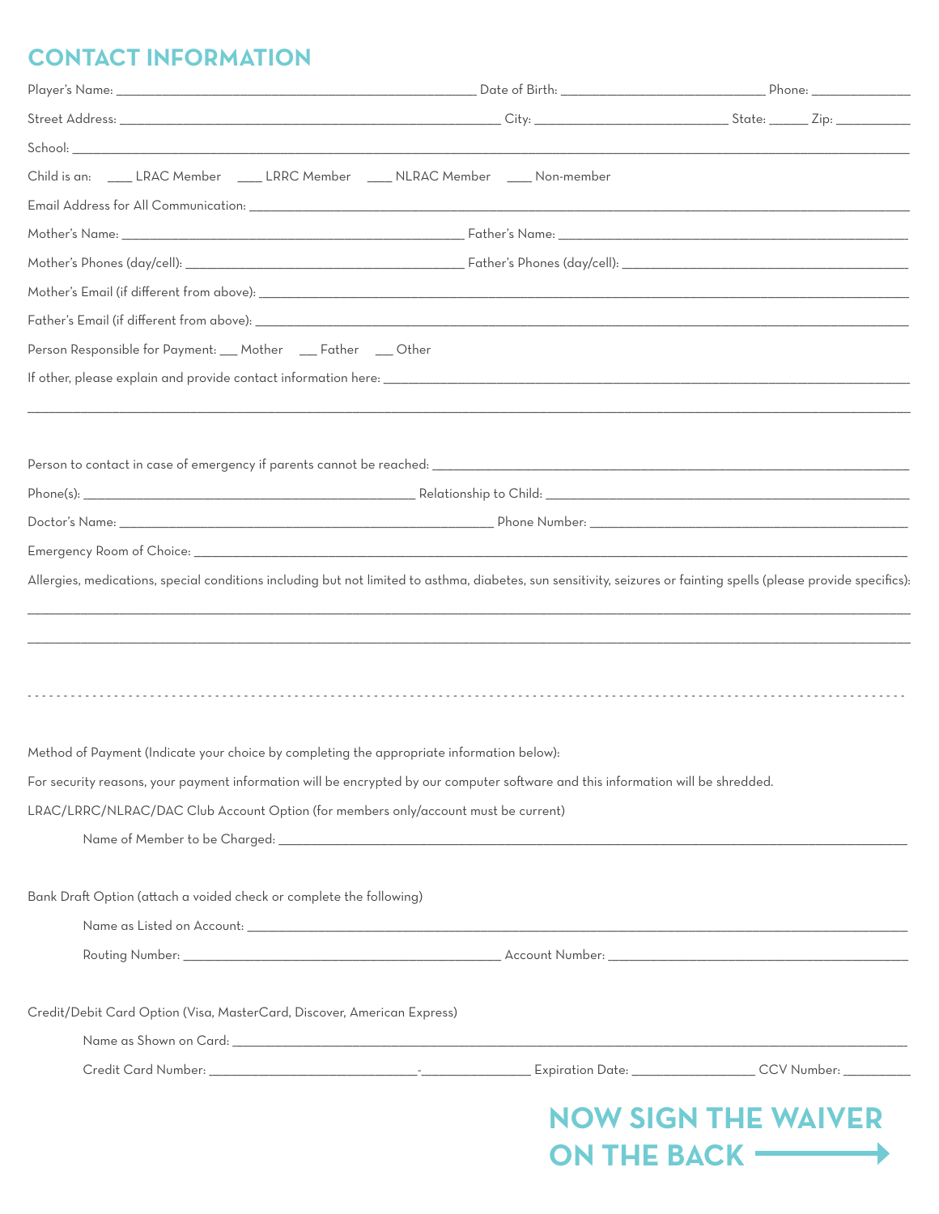## CONTACT INFORMATION

Player's Name: ______________________________ Date of Birth: ____________________ Phone: ______________

Street Address: ______________________________ City: ____________________ State: ______ Zip: ___________

School: ____________________________________________________________________________

Child is an: ____ LRAC Member ____ LRRC Member ____ NLRAC Member ____ Non-member

Email Address for All Communication: _________________________________________________________

Mother's Name: ______________________________ Father's Name: ______________________________

Mother's Phones (day/cell): ______________________________ Father's Phones (day/cell): ______________________________

Mother's Email (if different from above): _________________________________________________________

Father's Email (if different from above): _________________________________________________________

Person Responsible for Payment: ___ Mother ___ Father ___ Other

If other, please explain and provide contact information here: _________________________________________________________

____________________________________________________________________________

Person to contact in case of emergency if parents cannot be reached: _________________________________________________________

Phone(s): ______________________________ Relationship to Child: ______________________________

Doctor's Name: ______________________________ Phone Number: ______________________________

Emergency Room of Choice: _________________________________________________________

Allergies, medications, special conditions including but not limited to asthma, diabetes, sun sensitivity, seizures or fainting spells (please provide specifics):

____________________________________________________________________________

____________________________________________________________________________

---

Method of Payment (Indicate your choice by completing the appropriate information below):

For security reasons, your payment information will be encrypted by our computer software and this information will be shredded.

LRAC/LRRC/NLRAC/DAC Club Account Option (for members only/account must be current)

Name of Member to be Charged: _________________________________________________________

Bank Draft Option (attach a voided check or complete the following)

Name as Listed on Account: _________________________________________________________

Routing Number: ______________________________ Account Number: ______________________________

Credit/Debit Card Option (Visa, MasterCard, Discover, American Express)

Name as Shown on Card: _________________________________________________________

Credit Card Number: ____________________-______________ Expiration Date: ______________ CCV Number: __________

**NOW SIGN THE WAIVER ON THE BACK →**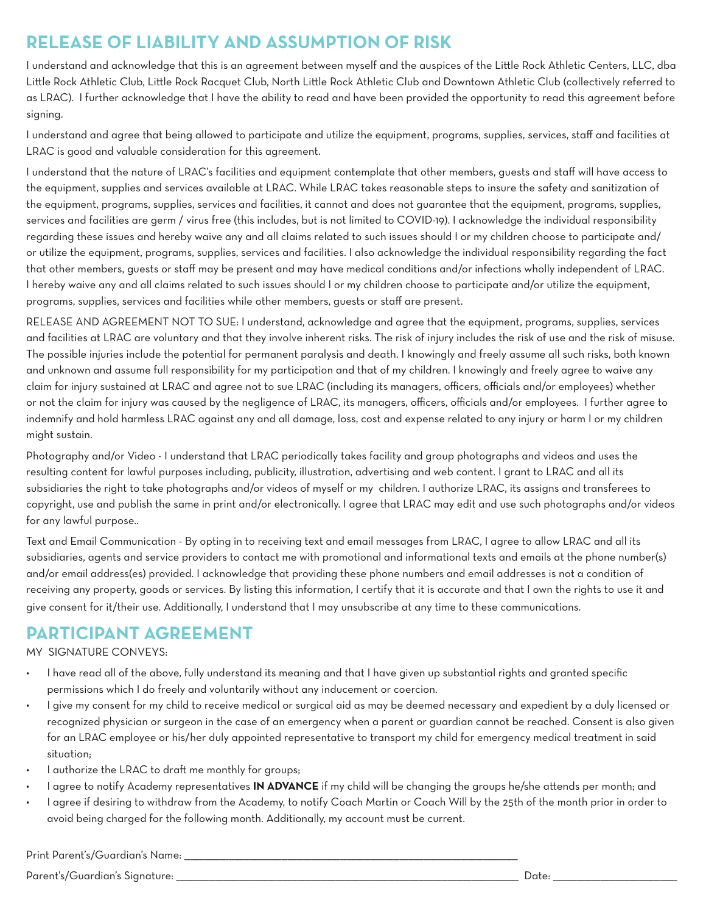## RELEASE OF LIABILITY AND ASSUMPTION OF RISK

I understand and acknowledge that this is an agreement between myself and the auspices of the Little Rock Athletic Centers, LLC, dba Little Rock Athletic Club, Little Rock Racquet Club, North Little Rock Athletic Club and Downtown Athletic Club (collectively referred to as LRAC). I further acknowledge that I have the ability to read and have been provided the opportunity to read this agreement before signing.

I understand and agree that being allowed to participate and utilize the equipment, programs, supplies, services, staff and facilities at LRAC is good and valuable consideration for this agreement.

I understand that the nature of LRAC's facilities and equipment contemplate that other members, guests and staff will have access to the equipment, supplies and services available at LRAC. While LRAC takes reasonable steps to insure the safety and sanitization of the equipment, programs, supplies, services and facilities, it cannot and does not guarantee that the equipment, programs, supplies, services and facilities are germ / virus free (this includes, but is not limited to COVID-19). I acknowledge the individual responsibility regarding these issues and hereby waive any and all claims related to such issues should I or my children choose to participate and/or utilize the equipment, programs, supplies, services and facilities. I also acknowledge the individual responsibility regarding the fact that other members, guests or staff may be present and may have medical conditions and/or infections wholly independent of LRAC. I hereby waive any and all claims related to such issues should I or my children choose to participate and/or utilize the equipment, programs, supplies, services and facilities while other members, guests or staff are present.

RELEASE AND AGREEMENT NOT TO SUE: I understand, acknowledge and agree that the equipment, programs, supplies, services and facilities at LRAC are voluntary and that they involve inherent risks. The risk of injury includes the risk of use and the risk of misuse. The possible injuries include the potential for permanent paralysis and death. I knowingly and freely assume all such risks, both known and unknown and assume full responsibility for my participation and that of my children. I knowingly and freely agree to waive any claim for injury sustained at LRAC and agree not to sue LRAC (including its managers, officers, officials and/or employees) whether or not the claim for injury was caused by the negligence of LRAC, its managers, officers, officials and/or employees. I further agree to indemnify and hold harmless LRAC against any and all damage, loss, cost and expense related to any injury or harm I or my children might sustain.

Photography and/or Video - I understand that LRAC periodically takes facility and group photographs and videos and uses the resulting content for lawful purposes including, publicity, illustration, advertising and web content. I grant to LRAC and all its subsidiaries the right to take photographs and/or videos of myself or my children. I authorize LRAC, its assigns and transferees to copyright, use and publish the same in print and/or electronically. I agree that LRAC may edit and use such photographs and/or videos for any lawful purpose..

Text and Email Communication - By opting in to receiving text and email messages from LRAC, I agree to allow LRAC and all its subsidiaries, agents and service providers to contact me with promotional and informational texts and emails at the phone number(s) and/or email address(es) provided. I acknowledge that providing these phone numbers and email addresses is not a condition of receiving any property, goods or services. By listing this information, I certify that it is accurate and that I own the rights to use it and give consent for it/their use. Additionally, I understand that I may unsubscribe at any time to these communications.

## PARTICIPANT AGREEMENT

MY SIGNATURE CONVEYS:

- I have read all of the above, fully understand its meaning and that I have given up substantial rights and granted specific permissions which I do freely and voluntarily without any inducement or coercion.
- I give my consent for my child to receive medical or surgical aid as may be deemed necessary and expedient by a duly licensed or recognized physician or surgeon in the case of an emergency when a parent or guardian cannot be reached. Consent is also given for an LRAC employee or his/her duly appointed representative to transport my child for emergency medical treatment in said situation;
- I authorize the LRAC to draft me monthly for groups;
- I agree to notify Academy representatives **IN ADVANCE** if my child will be changing the groups he/she attends per month; and
- I agree if desiring to withdraw from the Academy, to notify Coach Martin or Coach Will by the 25th of the month prior in order to avoid being charged for the following month. Additionally, my account must be current.

Print Parent's/Guardian's Name: ______________________________________________

Parent's/Guardian's Signature: ______________________________________________ Date: ____________________